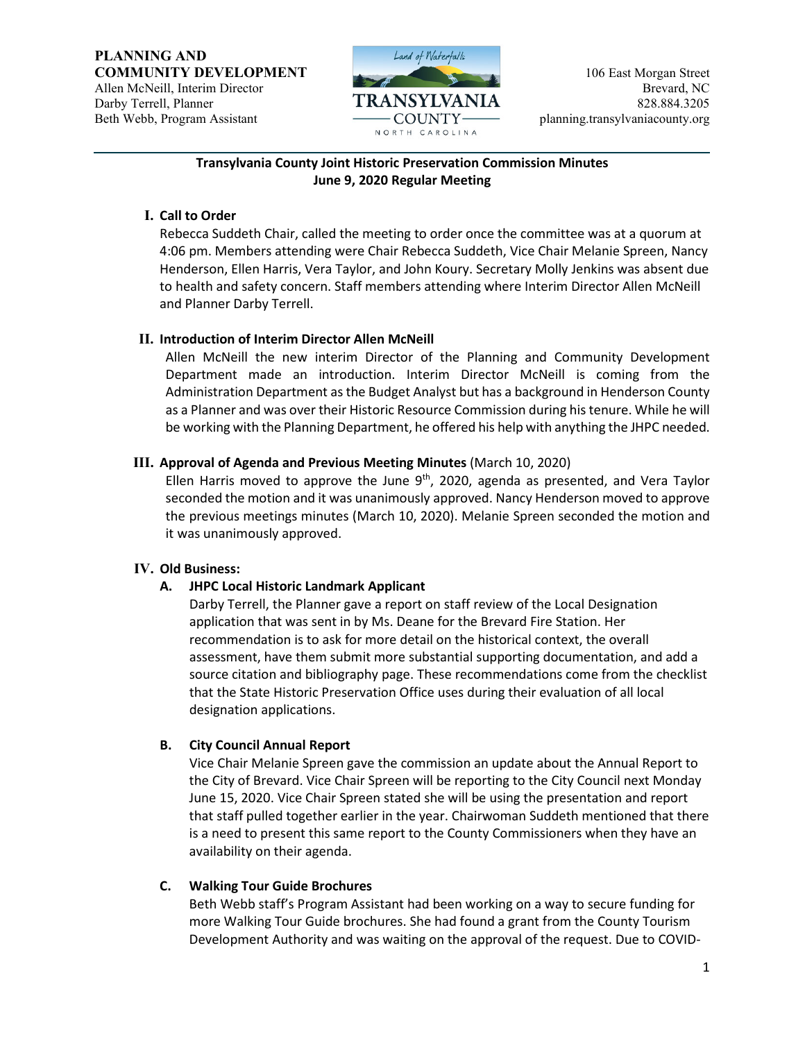**PLANNING AND COMMUNITY DEVELOPMENT**
Allen McNeill, Interim Director
Darby Terrell, Planner
Beth Webb, Program Assistant

Land of Waterfalls
TRANSYLVANIA COUNTY
NORTH CAROLINA

106 East Morgan Street
Brevard, NC
828.884.3205
planning.transylvaniacounty.org

## Transylvania County Joint Historic Preservation Commission Minutes
## June 9, 2020 Regular Meeting

### I. Call to Order

Rebecca Suddeth Chair, called the meeting to order once the committee was at a quorum at 4:06 pm. Members attending were Chair Rebecca Suddeth, Vice Chair Melanie Spreen, Nancy Henderson, Ellen Harris, Vera Taylor, and John Koury. Secretary Molly Jenkins was absent due to health and safety concern. Staff members attending where Interim Director Allen McNeill and Planner Darby Terrell.

### II. Introduction of Interim Director Allen McNeill

Allen McNeill the new interim Director of the Planning and Community Development Department made an introduction. Interim Director McNeill is coming from the Administration Department as the Budget Analyst but has a background in Henderson County as a Planner and was over their Historic Resource Commission during his tenure. While he will be working with the Planning Department, he offered his help with anything the JHPC needed.

### III. Approval of Agenda and Previous Meeting Minutes (March 10, 2020)

Ellen Harris moved to approve the June 9th, 2020, agenda as presented, and Vera Taylor seconded the motion and it was unanimously approved. Nancy Henderson moved to approve the previous meetings minutes (March 10, 2020). Melanie Spreen seconded the motion and it was unanimously approved.

### IV. Old Business:

#### A. JHPC Local Historic Landmark Applicant

Darby Terrell, the Planner gave a report on staff review of the Local Designation application that was sent in by Ms. Deane for the Brevard Fire Station. Her recommendation is to ask for more detail on the historical context, the overall assessment, have them submit more substantial supporting documentation, and add a source citation and bibliography page. These recommendations come from the checklist that the State Historic Preservation Office uses during their evaluation of all local designation applications.

#### B. City Council Annual Report

Vice Chair Melanie Spreen gave the commission an update about the Annual Report to the City of Brevard. Vice Chair Spreen will be reporting to the City Council next Monday June 15, 2020. Vice Chair Spreen stated she will be using the presentation and report that staff pulled together earlier in the year. Chairwoman Suddeth mentioned that there is a need to present this same report to the County Commissioners when they have an availability on their agenda.

#### C. Walking Tour Guide Brochures

Beth Webb staff's Program Assistant had been working on a way to secure funding for more Walking Tour Guide brochures. She had found a grant from the County Tourism Development Authority and was waiting on the approval of the request. Due to COVID-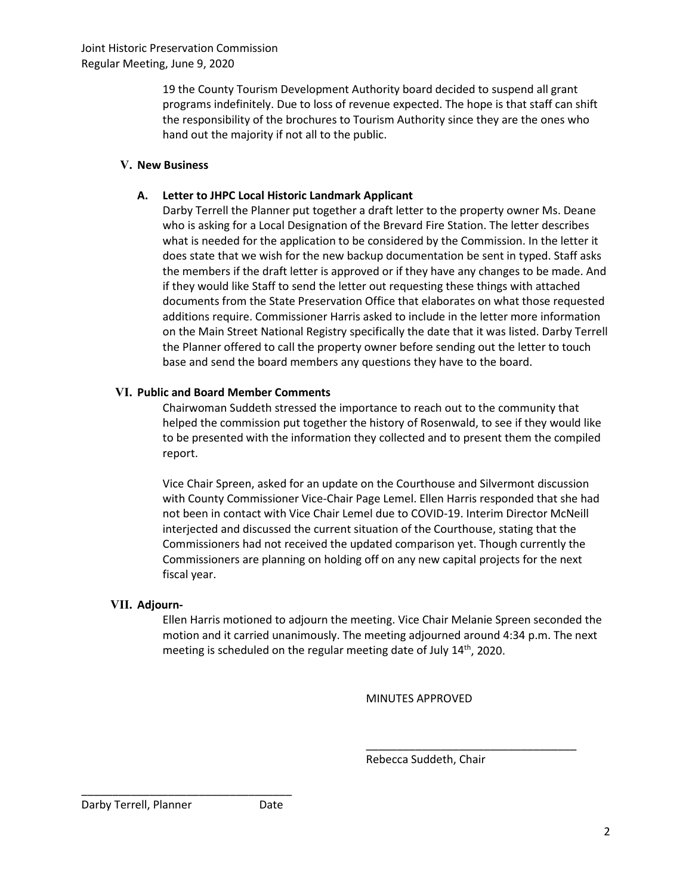19 the County Tourism Development Authority board decided to suspend all grant programs indefinitely. Due to loss of revenue expected. The hope is that staff can shift the responsibility of the brochures to Tourism Authority since they are the ones who hand out the majority if not all to the public.

## V. New Business

### A. Letter to JHPC Local Historic Landmark Applicant

Darby Terrell the Planner put together a draft letter to the property owner Ms. Deane who is asking for a Local Designation of the Brevard Fire Station. The letter describes what is needed for the application to be considered by the Commission. In the letter it does state that we wish for the new backup documentation be sent in typed. Staff asks the members if the draft letter is approved or if they have any changes to be made. And if they would like Staff to send the letter out requesting these things with attached documents from the State Preservation Office that elaborates on what those requested additions require. Commissioner Harris asked to include in the letter more information on the Main Street National Registry specifically the date that it was listed. Darby Terrell the Planner offered to call the property owner before sending out the letter to touch base and send the board members any questions they have to the board.

## VI. Public and Board Member Comments

Chairwoman Suddeth stressed the importance to reach out to the community that helped the commission put together the history of Rosenwald, to see if they would like to be presented with the information they collected and to present them the compiled report.

Vice Chair Spreen, asked for an update on the Courthouse and Silvermont discussion with County Commissioner Vice-Chair Page Lemel. Ellen Harris responded that she had not been in contact with Vice Chair Lemel due to COVID-19. Interim Director McNeill interjected and discussed the current situation of the Courthouse, stating that the Commissioners had not received the updated comparison yet. Though currently the Commissioners are planning on holding off on any new capital projects for the next fiscal year.

## VII. Adjourn-

Ellen Harris motioned to adjourn the meeting. Vice Chair Melanie Spreen seconded the motion and it carried unanimously. The meeting adjourned around 4:34 p.m. The next meeting is scheduled on the regular meeting date of July 14th, 2020.

MINUTES APPROVED

___________________________________
Rebecca Suddeth, Chair

___________________________________
Darby Terrell, Planner Date